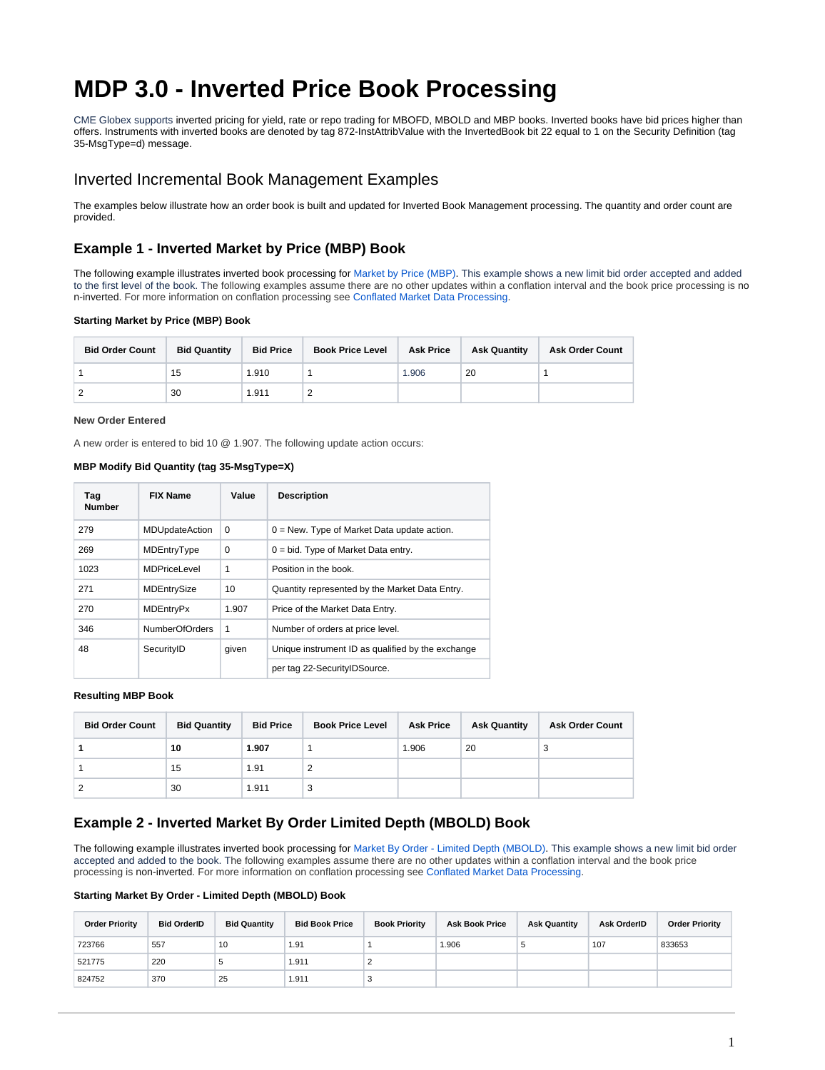# MDP 3.0 - Inverted Price Book Processing

CME Globex supports inverted pricing for yield, rate or repo trading for MBOFD, MBOLD and MBP books. Inverted books have bid prices higher than offers. Instruments with inverted books are denoted by tag 872-InstAttribValue with the InvertedBook bit 22 equal to 1 on the Security Definition (tag 35-MsgType=d) message.

## Inverted Incremental Book Management Examples

The examples below illustrate how an order book is built and updated for Inverted Book Management processing. The quantity and order count are provided.

### Example 1 - Inverted Market by Price (MBP) Book

The following example illustrates inverted book processing for Market by Price (MBP). This example shows a new limit bid order accepted and added to the first level of the book. The following examples assume there are no other updates within a conflation interval and the book price processing is no n-inverted. For more information on conflation processing see Conflated Market Data Processing.

**Starting Market by Price (MBP) Book**

| Bid Order Count | Bid Quantity | Bid Price | Book Price Level | Ask Price | Ask Quantity | Ask Order Count |
|---|---|---|---|---|---|---|
| 1 | 15 | 1.910 | 1 | 1.906 | 20 | 1 |
| 2 | 30 | 1.911 | 2 | | | |

**New Order Entered**

A new order is entered to bid 10 @ 1.907. The following update action occurs:

**MBP Modify Bid Quantity (tag 35-MsgType=X)**

| Tag Number | FIX Name | Value | Description |
|---|---|---|---|
| 279 | MDUpdateAction | 0 | 0 = New. Type of Market Data update action. |
| 269 | MDEntryType | 0 | 0 = bid. Type of Market Data entry. |
| 1023 | MDPriceLevel | 1 | Position in the book. |
| 271 | MDEntrySize | 10 | Quantity represented by the Market Data Entry. |
| 270 | MDEntryPx | 1.907 | Price of the Market Data Entry. |
| 346 | NumberOfOrders | 1 | Number of orders at price level. |
| 48 | SecurityID | given | Unique instrument ID as qualified by the exchange |
| | | | per tag 22-SecurityIDSource. |

**Resulting MBP Book**

| Bid Order Count | Bid Quantity | Bid Price | Book Price Level | Ask Price | Ask Quantity | Ask Order Count |
|---|---|---|---|---|---|---|
| **1** | **10** | **1.907** | 1 | 1.906 | 20 | 3 |
| 1 | 15 | 1.91 | 2 | | | |
| 2 | 30 | 1.911 | 3 | | | |

### Example 2 - Inverted Market By Order Limited Depth (MBOLD) Book

The following example illustrates inverted book processing for Market By Order - Limited Depth (MBOLD). This example shows a new limit bid order accepted and added to the book. The following examples assume there are no other updates within a conflation interval and the book price processing is non-inverted. For more information on conflation processing see Conflated Market Data Processing.

**Starting Market By Order - Limited Depth (MBOLD) Book**

| Order Priority | Bid OrderID | Bid Quantity | Bid Book Price | Book Priority | Ask Book Price | Ask Quantity | Ask OrderID | Order Priority |
|---|---|---|---|---|---|---|---|---|
| 723766 | 557 | 10 | 1.91 | 1 | 1.906 | 5 | 107 | 833653 |
| 521775 | 220 | 5 | 1.911 | 2 | | | | |
| 824752 | 370 | 25 | 1.911 | 3 | | | | |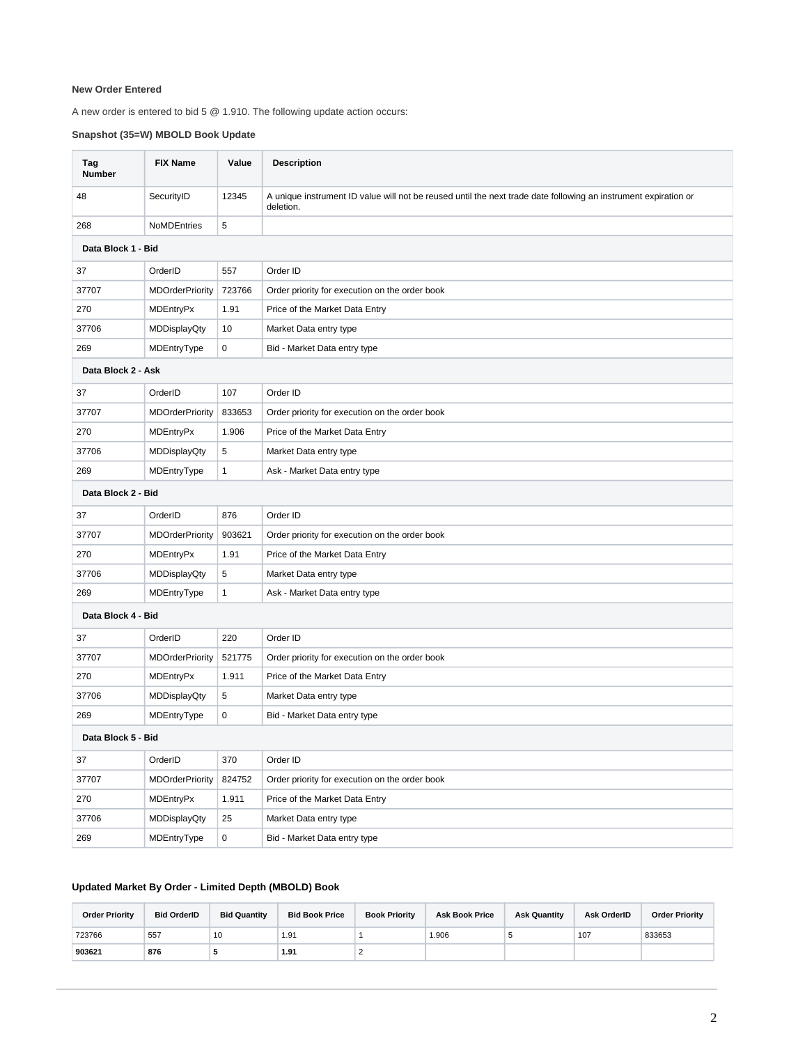**New Order Entered**

A new order is entered to bid 5 @ 1.910. The following update action occurs:

**Snapshot (35=W) MBOLD Book Update**

| Tag Number | FIX Name | Value | Description |
|---|---|---|---|
| 48 | SecurityID | 12345 | A unique instrument ID value will not be reused until the next trade date following an instrument expiration or deletion. |
| 268 | NoMDEntries | 5 | |
| **Data Block 1 - Bid** | | | |
| 37 | OrderID | 557 | Order ID |
| 37707 | MDOrderPriority | 723766 | Order priority for execution on the order book |
| 270 | MDEntryPx | 1.91 | Price of the Market Data Entry |
| 37706 | MDDisplayQty | 10 | Market Data entry type |
| 269 | MDEntryType | 0 | Bid - Market Data entry type |
| **Data Block 2 - Ask** | | | |
| 37 | OrderID | 107 | Order ID |
| 37707 | MDOrderPriority | 833653 | Order priority for execution on the order book |
| 270 | MDEntryPx | 1.906 | Price of the Market Data Entry |
| 37706 | MDDisplayQty | 5 | Market Data entry type |
| 269 | MDEntryType | 1 | Ask - Market Data entry type |
| **Data Block 2 - Bid** | | | |
| 37 | OrderID | 876 | Order ID |
| 37707 | MDOrderPriority | 903621 | Order priority for execution on the order book |
| 270 | MDEntryPx | 1.91 | Price of the Market Data Entry |
| 37706 | MDDisplayQty | 5 | Market Data entry type |
| 269 | MDEntryType | 1 | Ask - Market Data entry type |
| **Data Block 4 - Bid** | | | |
| 37 | OrderID | 220 | Order ID |
| 37707 | MDOrderPriority | 521775 | Order priority for execution on the order book |
| 270 | MDEntryPx | 1.911 | Price of the Market Data Entry |
| 37706 | MDDisplayQty | 5 | Market Data entry type |
| 269 | MDEntryType | 0 | Bid - Market Data entry type |
| **Data Block 5 - Bid** | | | |
| 37 | OrderID | 370 | Order ID |
| 37707 | MDOrderPriority | 824752 | Order priority for execution on the order book |
| 270 | MDEntryPx | 1.911 | Price of the Market Data Entry |
| 37706 | MDDisplayQty | 25 | Market Data entry type |
| 269 | MDEntryType | 0 | Bid - Market Data entry type |

**Updated Market By Order - Limited Depth (MBOLD) Book**

| Order Priority | Bid OrderID | Bid Quantity | Bid Book Price | Book Priority | Ask Book Price | Ask Quantity | Ask OrderID | Order Priority |
|---|---|---|---|---|---|---|---|---|
| 723766 | 557 | 10 | 1.91 | 1 | 1.906 | 5 | 107 | 833653 |
| **903621** | **876** | **5** | **1.91** | 2 | | | | |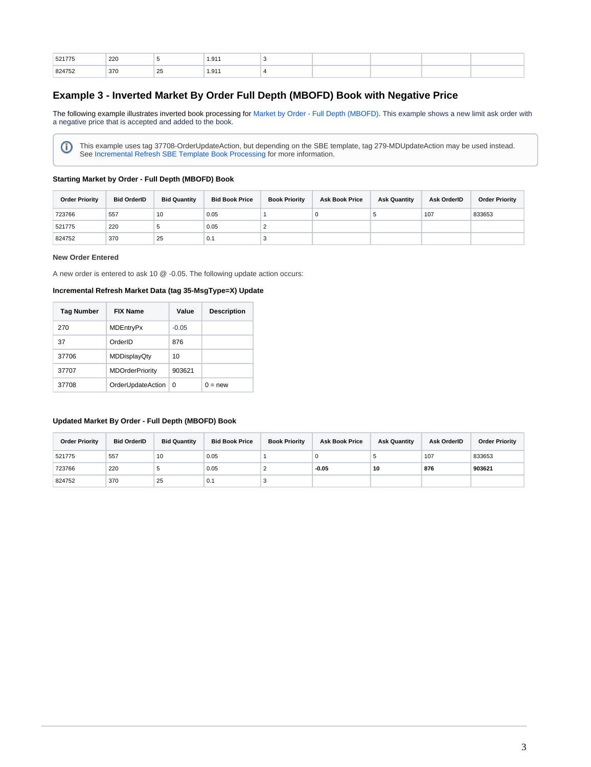| | | | | | | | | |
|---|---|---|---|---|---|---|---|---|
| 521775 | 220 | 5 | 1.911 | 3 | | | | |
| 824752 | 370 | 25 | 1.911 | 4 | | | | |

## Example 3 - Inverted Market By Order Full Depth (MBOFD) Book with Negative Price

The following example illustrates inverted book processing for Market by Order - Full Depth (MBOFD). This example shows a new limit ask order with a negative price that is accepted and added to the book.

> This example uses tag 37708-OrderUpdateAction, but depending on the SBE template, tag 279-MDUpdateAction may be used instead. See Incremental Refresh SBE Template Book Processing for more information.

#### Starting Market by Order - Full Depth (MBOFD) Book

| Order Priority | Bid OrderID | Bid Quantity | Bid Book Price | Book Priority | Ask Book Price | Ask Quantity | Ask OrderID | Order Priority |
|---|---|---|---|---|---|---|---|---|
| 723766 | 557 | 10 | 0.05 | 1 | 0 | 5 | 107 | 833653 |
| 521775 | 220 | 5 | 0.05 | 2 | | | | |
| 824752 | 370 | 25 | 0.1 | 3 | | | | |

#### New Order Entered

A new order is entered to ask 10 @ -0.05. The following update action occurs:

#### Incremental Refresh Market Data (tag 35-MsgType=X) Update

| Tag Number | FIX Name | Value | Description |
|---|---|---|---|
| 270 | MDEntryPx | -0.05 | |
| 37 | OrderID | 876 | |
| 37706 | MDDisplayQty | 10 | |
| 37707 | MDOrderPriority | 903621 | |
| 37708 | OrderUpdateAction | 0 | 0 = new |

#### Updated Market By Order - Full Depth (MBOFD) Book

| Order Priority | Bid OrderID | Bid Quantity | Bid Book Price | Book Priority | Ask Book Price | Ask Quantity | Ask OrderID | Order Priority |
|---|---|---|---|---|---|---|---|---|
| 521775 | 557 | 10 | 0.05 | 1 | 0 | 5 | 107 | 833653 |
| 723766 | 220 | 5 | 0.05 | 2 | **-0.05** | **10** | **876** | **903621** |
| 824752 | 370 | 25 | 0.1 | 3 | | | | |